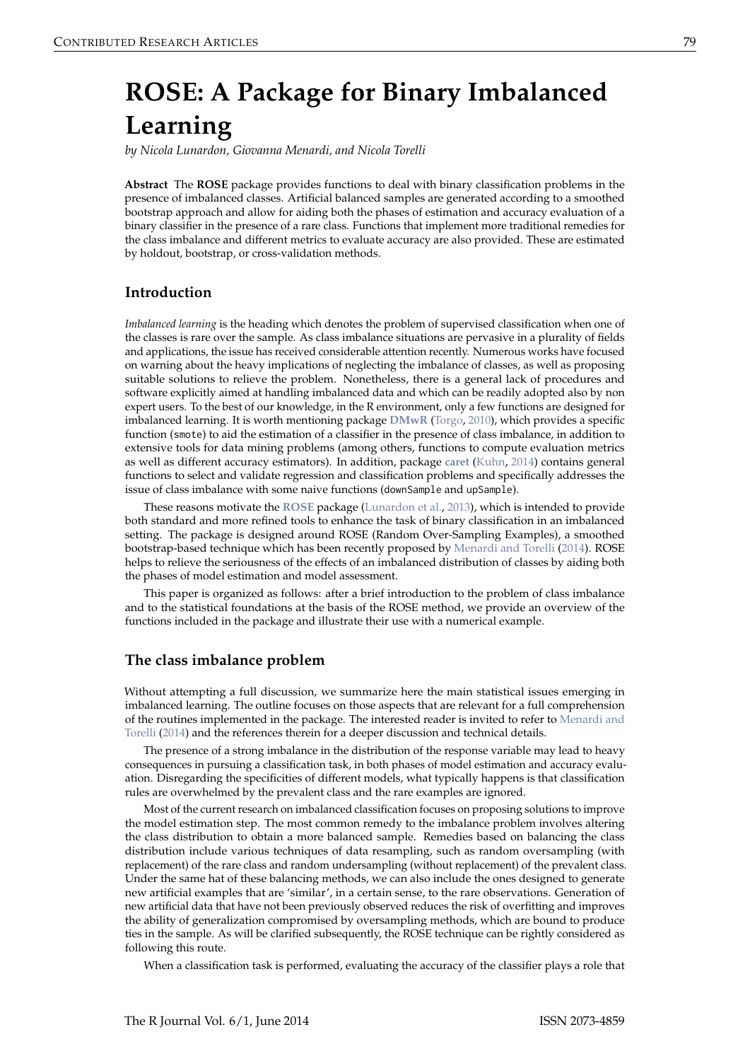# ROSE: A Package for Binary Imbalanced Learning

*by Nicola Lunardon, Giovanna Menardi, and Nicola Torelli*

**Abstract** The **ROSE** package provides functions to deal with binary classification problems in the presence of imbalanced classes. Artificial balanced samples are generated according to a smoothed bootstrap approach and allow for aiding both the phases of estimation and accuracy evaluation of a binary classifier in the presence of a rare class. Functions that implement more traditional remedies for the class imbalance and different metrics to evaluate accuracy are also provided. These are estimated by holdout, bootstrap, or cross-validation methods.

## Introduction

*Imbalanced learning* is the heading which denotes the problem of supervised classification when one of the classes is rare over the sample. As class imbalance situations are pervasive in a plurality of fields and applications, the issue has received considerable attention recently. Numerous works have focused on warning about the heavy implications of neglecting the imbalance of classes, as well as proposing suitable solutions to relieve the problem. Nonetheless, there is a general lack of procedures and software explicitly aimed at handling imbalanced data and which can be readily adopted also by non expert users. To the best of our knowledge, in the R environment, only a few functions are designed for imbalanced learning. It is worth mentioning package **DMwR** (Torgo, 2010), which provides a specific function (`smote`) to aid the estimation of a classifier in the presence of class imbalance, in addition to extensive tools for data mining problems (among others, functions to compute evaluation metrics as well as different accuracy estimators). In addition, package **caret** (Kuhn, 2014) contains general functions to select and validate regression and classification problems and specifically addresses the issue of class imbalance with some naive functions (`downSample` and `upSample`).

These reasons motivate the **ROSE** package (Lunardon et al., 2013), which is intended to provide both standard and more refined tools to enhance the task of binary classification in an imbalanced setting. The package is designed around ROSE (Random Over-Sampling Examples), a smoothed bootstrap-based technique which has been recently proposed by Menardi and Torelli (2014). ROSE helps to relieve the seriousness of the effects of an imbalanced distribution of classes by aiding both the phases of model estimation and model assessment.

This paper is organized as follows: after a brief introduction to the problem of class imbalance and to the statistical foundations at the basis of the ROSE method, we provide an overview of the functions included in the package and illustrate their use with a numerical example.

## The class imbalance problem

Without attempting a full discussion, we summarize here the main statistical issues emerging in imbalanced learning. The outline focuses on those aspects that are relevant for a full comprehension of the routines implemented in the package. The interested reader is invited to refer to Menardi and Torelli (2014) and the references therein for a deeper discussion and technical details.

The presence of a strong imbalance in the distribution of the response variable may lead to heavy consequences in pursuing a classification task, in both phases of model estimation and accuracy evaluation. Disregarding the specificities of different models, what typically happens is that classification rules are overwhelmed by the prevalent class and the rare examples are ignored.

Most of the current research on imbalanced classification focuses on proposing solutions to improve the model estimation step. The most common remedy to the imbalance problem involves altering the class distribution to obtain a more balanced sample. Remedies based on balancing the class distribution include various techniques of data resampling, such as random oversampling (with replacement) of the rare class and random undersampling (without replacement) of the prevalent class. Under the same hat of these balancing methods, we can also include the ones designed to generate new artificial examples that are 'similar', in a certain sense, to the rare observations. Generation of new artificial data that have not been previously observed reduces the risk of overfitting and improves the ability of generalization compromised by oversampling methods, which are bound to produce ties in the sample. As will be clarified subsequently, the ROSE technique can be rightly considered as following this route.

When a classification task is performed, evaluating the accuracy of the classifier plays a role that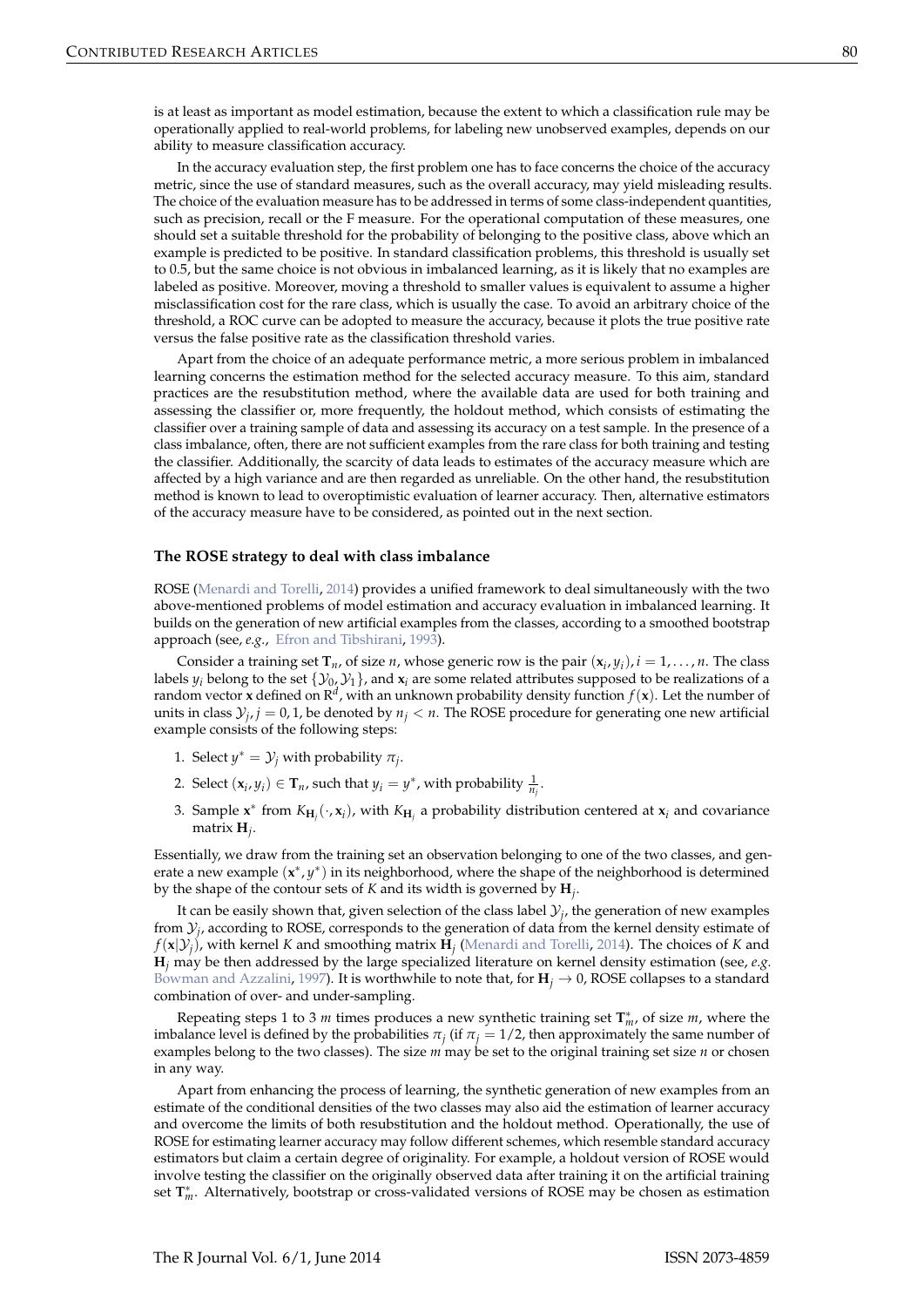is at least as important as model estimation, because the extent to which a classification rule may be operationally applied to real-world problems, for labeling new unobserved examples, depends on our ability to measure classification accuracy.

In the accuracy evaluation step, the first problem one has to face concerns the choice of the accuracy metric, since the use of standard measures, such as the overall accuracy, may yield misleading results. The choice of the evaluation measure has to be addressed in terms of some class-independent quantities, such as precision, recall or the F measure. For the operational computation of these measures, one should set a suitable threshold for the probability of belonging to the positive class, above which an example is predicted to be positive. In standard classification problems, this threshold is usually set to 0.5, but the same choice is not obvious in imbalanced learning, as it is likely that no examples are labeled as positive. Moreover, moving a threshold to smaller values is equivalent to assume a higher misclassification cost for the rare class, which is usually the case. To avoid an arbitrary choice of the threshold, a ROC curve can be adopted to measure the accuracy, because it plots the true positive rate versus the false positive rate as the classification threshold varies.

Apart from the choice of an adequate performance metric, a more serious problem in imbalanced learning concerns the estimation method for the selected accuracy measure. To this aim, standard practices are the resubstitution method, where the available data are used for both training and assessing the classifier or, more frequently, the holdout method, which consists of estimating the classifier over a training sample of data and assessing its accuracy on a test sample. In the presence of a class imbalance, often, there are not sufficient examples from the rare class for both training and testing the classifier. Additionally, the scarcity of data leads to estimates of the accuracy measure which are affected by a high variance and are then regarded as unreliable. On the other hand, the resubstitution method is known to lead to overoptimistic evaluation of learner accuracy. Then, alternative estimators of the accuracy measure have to be considered, as pointed out in the next section.

### The ROSE strategy to deal with class imbalance

ROSE (Menardi and Torelli, 2014) provides a unified framework to deal simultaneously with the two above-mentioned problems of model estimation and accuracy evaluation in imbalanced learning. It builds on the generation of new artificial examples from the classes, according to a smoothed bootstrap approach (see, *e.g.*, Efron and Tibshirani, 1993).

Consider a training set $\mathbf{T}_n$, of size $n$, whose generic row is the pair $(\mathbf{x}_i, y_i), i = 1, \ldots, n$. The class labels $y_i$ belong to the set $\{\mathcal{Y}_0, \mathcal{Y}_1\}$, and $\mathbf{x}_i$ are some related attributes supposed to be realizations of a random vector $\mathbf{x}$ defined on $\mathbb{R}^d$, with an unknown probability density function $f(\mathbf{x})$. Let the number of units in class $\mathcal{Y}_j, j = 0, 1$, be denoted by $n_j < n$. The ROSE procedure for generating one new artificial example consists of the following steps:

1. Select $y^* = \mathcal{Y}_j$ with probability $\pi_j$.
2. Select $(\mathbf{x}_i, y_i) \in \mathbf{T}_n$, such that $y_i = y^*$, with probability $\frac{1}{n_j}$.
3. Sample $\mathbf{x}^*$ from $K_{\mathbf{H}_j}(\cdot, \mathbf{x}_i)$, with $K_{\mathbf{H}_j}$ a probability distribution centered at $\mathbf{x}_i$ and covariance matrix $\mathbf{H}_j$.

Essentially, we draw from the training set an observation belonging to one of the two classes, and generate a new example $(\mathbf{x}^*, y^*)$ in its neighborhood, where the shape of the neighborhood is determined by the shape of the contour sets of $K$ and its width is governed by $\mathbf{H}_j$.

It can be easily shown that, given selection of the class label $\mathcal{Y}_j$, the generation of new examples from $\mathcal{Y}_j$, according to ROSE, corresponds to the generation of data from the kernel density estimate of $f(\mathbf{x}|\mathcal{Y}_j)$, with kernel $K$ and smoothing matrix $\mathbf{H}_j$ (Menardi and Torelli, 2014). The choices of $K$ and $\mathbf{H}_j$ may be then addressed by the large specialized literature on kernel density estimation (see, *e.g.* Bowman and Azzalini, 1997). It is worthwhile to note that, for $\mathbf{H}_j \to 0$, ROSE collapses to a standard combination of over- and under-sampling.

Repeating steps 1 to 3 $m$ times produces a new synthetic training set $\mathbf{T}^*_m$, of size $m$, where the imbalance level is defined by the probabilities $\pi_j$ (if $\pi_j = 1/2$, then approximately the same number of examples belong to the two classes). The size $m$ may be set to the original training set size $n$ or chosen in any way.

Apart from enhancing the process of learning, the synthetic generation of new examples from an estimate of the conditional densities of the two classes may also aid the estimation of learner accuracy and overcome the limits of both resubstitution and the holdout method. Operationally, the use of ROSE for estimating learner accuracy may follow different schemes, which resemble standard accuracy estimators but claim a certain degree of originality. For example, a holdout version of ROSE would involve testing the classifier on the originally observed data after training it on the artificial training set $\mathbf{T}^*_m$. Alternatively, bootstrap or cross-validated versions of ROSE may be chosen as estimation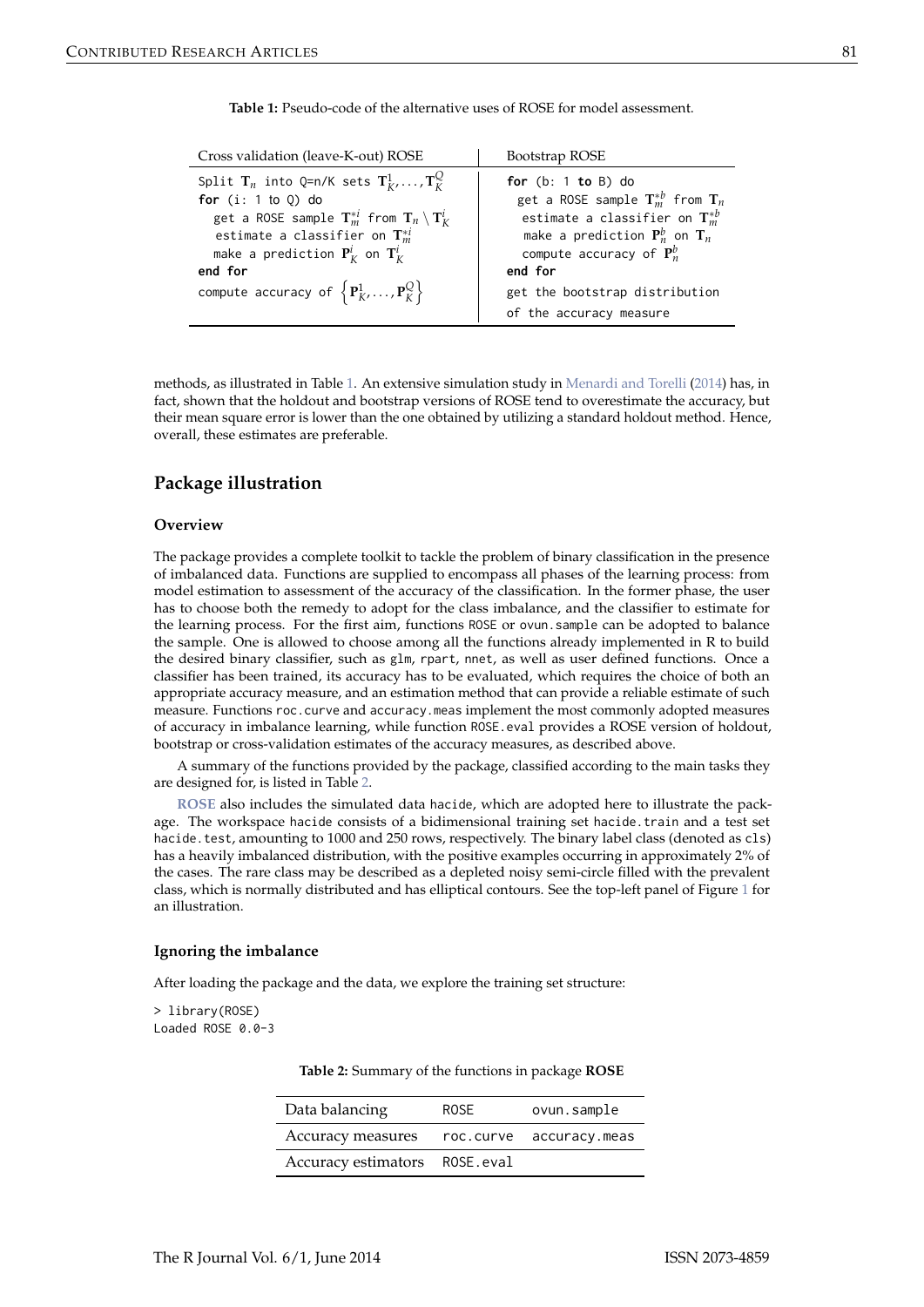**Table 1:** Pseudo-code of the alternative uses of ROSE for model assessment.

| Cross validation (leave-K-out) ROSE | Bootstrap ROSE |
|---|---|
| Split $\mathbf{T}_n$ into Q=n/K sets $\mathbf{T}_K^1, \ldots, \mathbf{T}_K^Q$ | **for** (b: 1 **to** B) do |
| **for** (i: 1 to Q) do | get a ROSE sample $\mathbf{T}_m^{*b}$ from $\mathbf{T}_n$ |
| get a ROSE sample $\mathbf{T}_m^{*i}$ from $\mathbf{T}_n \setminus \mathbf{T}_K^i$ | estimate a classifier on $\mathbf{T}_m^{*b}$ |
| estimate a classifier on $\mathbf{T}_m^{*i}$ | make a prediction $\mathbf{P}_n^b$ on $\mathbf{T}_n$ |
| make a prediction $\mathbf{P}_K^i$ on $\mathbf{T}_K^i$ | compute accuracy of $\mathbf{P}_n^b$ |
| **end for** | **end for** |
| compute accuracy of $\left\{\mathbf{P}_K^1, \ldots, \mathbf{P}_K^Q\right\}$ | get the bootstrap distribution |
| | of the accuracy measure |

methods, as illustrated in Table 1. An extensive simulation study in Menardi and Torelli (2014) has, in fact, shown that the holdout and bootstrap versions of ROSE tend to overestimate the accuracy, but their mean square error is lower than the one obtained by utilizing a standard holdout method. Hence, overall, these estimates are preferable.

## Package illustration

### Overview

The package provides a complete toolkit to tackle the problem of binary classification in the presence of imbalanced data. Functions are supplied to encompass all phases of the learning process: from model estimation to assessment of the accuracy of the classification. In the former phase, the user has to choose both the remedy to adopt for the class imbalance, and the classifier to estimate for the learning process. For the first aim, functions `ROSE` or `ovun.sample` can be adopted to balance the sample. One is allowed to choose among all the functions already implemented in R to build the desired binary classifier, such as `glm`, `rpart`, `nnet`, as well as user defined functions. Once a classifier has been trained, its accuracy has to be evaluated, which requires the choice of both an appropriate accuracy measure, and an estimation method that can provide a reliable estimate of such measure. Functions `roc.curve` and `accuracy.meas` implement the most commonly adopted measures of accuracy in imbalance learning, while function `ROSE.eval` provides a ROSE version of holdout, bootstrap or cross-validation estimates of the accuracy measures, as described above.

A summary of the functions provided by the package, classified according to the main tasks they are designed for, is listed in Table 2.

**ROSE** also includes the simulated data `hacide`, which are adopted here to illustrate the package. The workspace `hacide` consists of a bidimensional training set `hacide.train` and a test set `hacide.test`, amounting to 1000 and 250 rows, respectively. The binary label class (denoted as `cls`) has a heavily imbalanced distribution, with the positive examples occurring in approximately 2% of the cases. The rare class may be described as a depleted noisy semi-circle filled with the prevalent class, which is normally distributed and has elliptical contours. See the top-left panel of Figure 1 for an illustration.

### Ignoring the imbalance

After loading the package and the data, we explore the training set structure:

```
> library(ROSE)
Loaded ROSE 0.0-3
```

**Table 2:** Summary of the functions in package **ROSE**

| | | |
|---|---|---|
| Data balancing | `ROSE` | `ovun.sample` |
| Accuracy measures | `roc.curve` | `accuracy.meas` |
| Accuracy estimators | `ROSE.eval` | |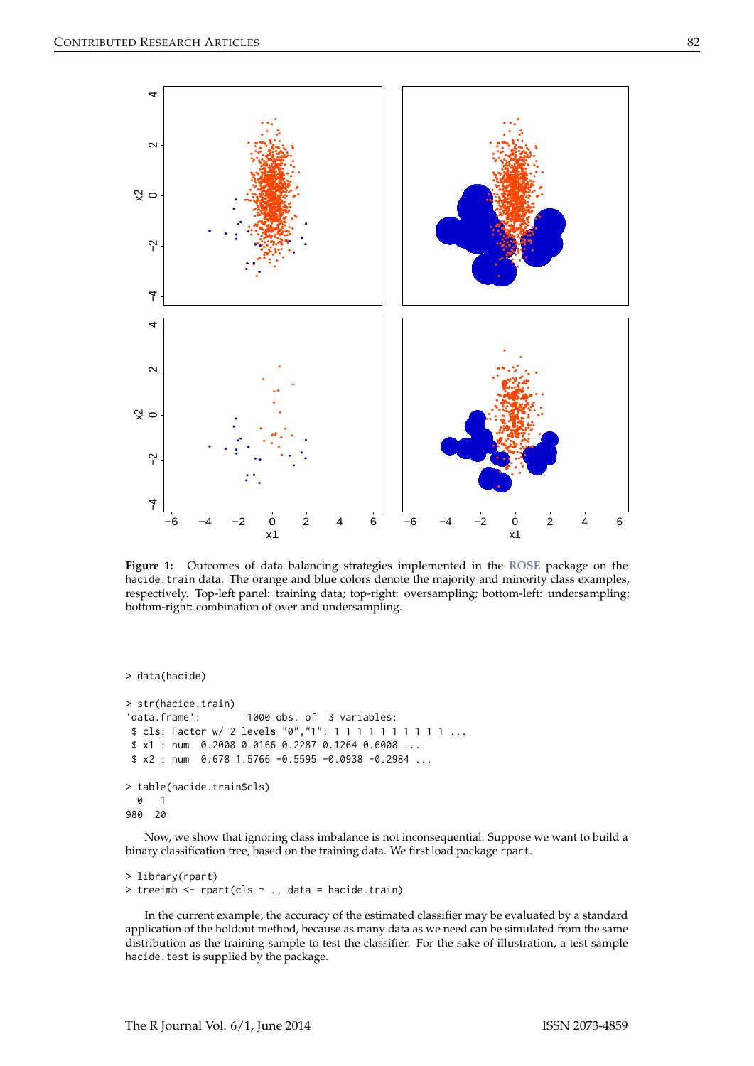**Figure 1:** Outcomes of data balancing strategies implemented in the **ROSE** package on the `hacide.train` data. The orange and blue colors denote the majority and minority class examples, respectively. Top-left panel: training data; top-right: oversampling; bottom-left: undersampling; bottom-right: combination of over and undersampling.

```
> data(hacide)

> str(hacide.train)
'data.frame':       1000 obs. of  3 variables:
 $ cls: Factor w/ 2 levels "0","1": 1 1 1 1 1 1 1 1 1 1 ...
 $ x1 : num  0.2008 0.0166 0.2287 0.1264 0.6008 ...
 $ x2 : num  0.678 1.5766 -0.5595 -0.0938 -0.2984 ...

> table(hacide.train$cls)
  0   1
980  20
```

Now, we show that ignoring class imbalance is not inconsequential. Suppose we want to build a binary classification tree, based on the training data. We first load package `rpart`.

```
> library(rpart)
> treeimb <- rpart(cls ~ ., data = hacide.train)
```

In the current example, the accuracy of the estimated classifier may be evaluated by a standard application of the holdout method, because as many data as we need can be simulated from the same distribution as the training sample to test the classifier. For the sake of illustration, a test sample `hacide.test` is supplied by the package.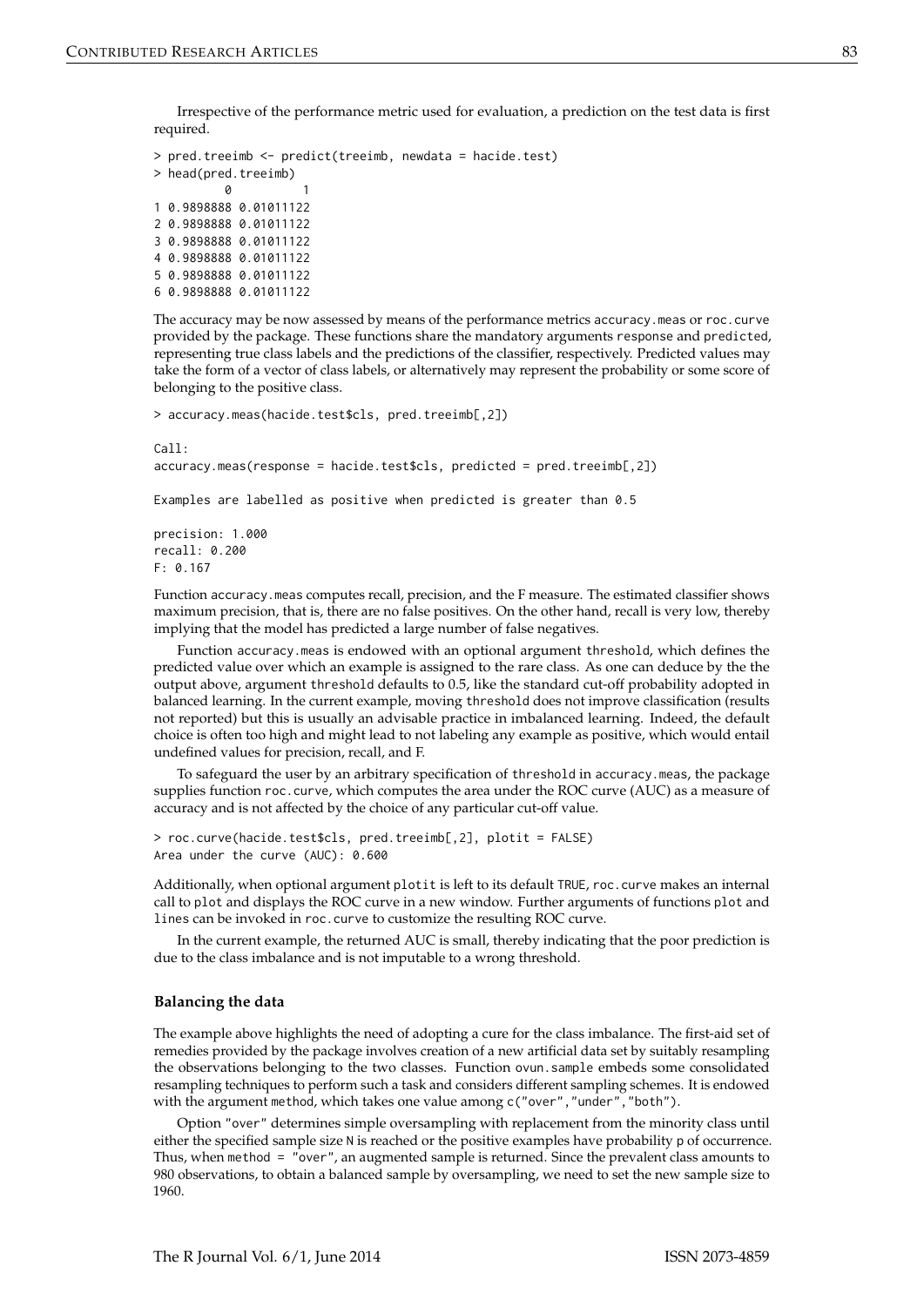Irrespective of the performance metric used for evaluation, a prediction on the test data is first required.

```
> pred.treeimb <- predict(treeimb, newdata = hacide.test)
> head(pred.treeimb)
          0          1
1 0.9898888 0.01011122
2 0.9898888 0.01011122
3 0.9898888 0.01011122
4 0.9898888 0.01011122
5 0.9898888 0.01011122
6 0.9898888 0.01011122
```

The accuracy may be now assessed by means of the performance metrics accuracy.meas or roc.curve provided by the package. These functions share the mandatory arguments response and predicted, representing true class labels and the predictions of the classifier, respectively. Predicted values may take the form of a vector of class labels, or alternatively may represent the probability or some score of belonging to the positive class.

```
> accuracy.meas(hacide.test$cls, pred.treeimb[,2])

Call:
accuracy.meas(response = hacide.test$cls, predicted = pred.treeimb[,2])

Examples are labelled as positive when predicted is greater than 0.5

precision: 1.000
recall: 0.200
F: 0.167
```

Function accuracy.meas computes recall, precision, and the F measure. The estimated classifier shows maximum precision, that is, there are no false positives. On the other hand, recall is very low, thereby implying that the model has predicted a large number of false negatives.

Function accuracy.meas is endowed with an optional argument threshold, which defines the predicted value over which an example is assigned to the rare class. As one can deduce by the the output above, argument threshold defaults to 0.5, like the standard cut-off probability adopted in balanced learning. In the current example, moving threshold does not improve classification (results not reported) but this is usually an advisable practice in imbalanced learning. Indeed, the default choice is often too high and might lead to not labeling any example as positive, which would entail undefined values for precision, recall, and F.

To safeguard the user by an arbitrary specification of threshold in accuracy.meas, the package supplies function roc.curve, which computes the area under the ROC curve (AUC) as a measure of accuracy and is not affected by the choice of any particular cut-off value.

```
> roc.curve(hacide.test$cls, pred.treeimb[,2], plotit = FALSE)
Area under the curve (AUC): 0.600
```

Additionally, when optional argument plotit is left to its default TRUE, roc.curve makes an internal call to plot and displays the ROC curve in a new window. Further arguments of functions plot and lines can be invoked in roc.curve to customize the resulting ROC curve.

In the current example, the returned AUC is small, thereby indicating that the poor prediction is due to the class imbalance and is not imputable to a wrong threshold.

### Balancing the data

The example above highlights the need of adopting a cure for the class imbalance. The first-aid set of remedies provided by the package involves creation of a new artificial data set by suitably resampling the observations belonging to the two classes. Function ovun.sample embeds some consolidated resampling techniques to perform such a task and considers different sampling schemes. It is endowed with the argument method, which takes one value among c("over","under","both").

Option "over" determines simple oversampling with replacement from the minority class until either the specified sample size N is reached or the positive examples have probability p of occurrence. Thus, when method = "over", an augmented sample is returned. Since the prevalent class amounts to 980 observations, to obtain a balanced sample by oversampling, we need to set the new sample size to 1960.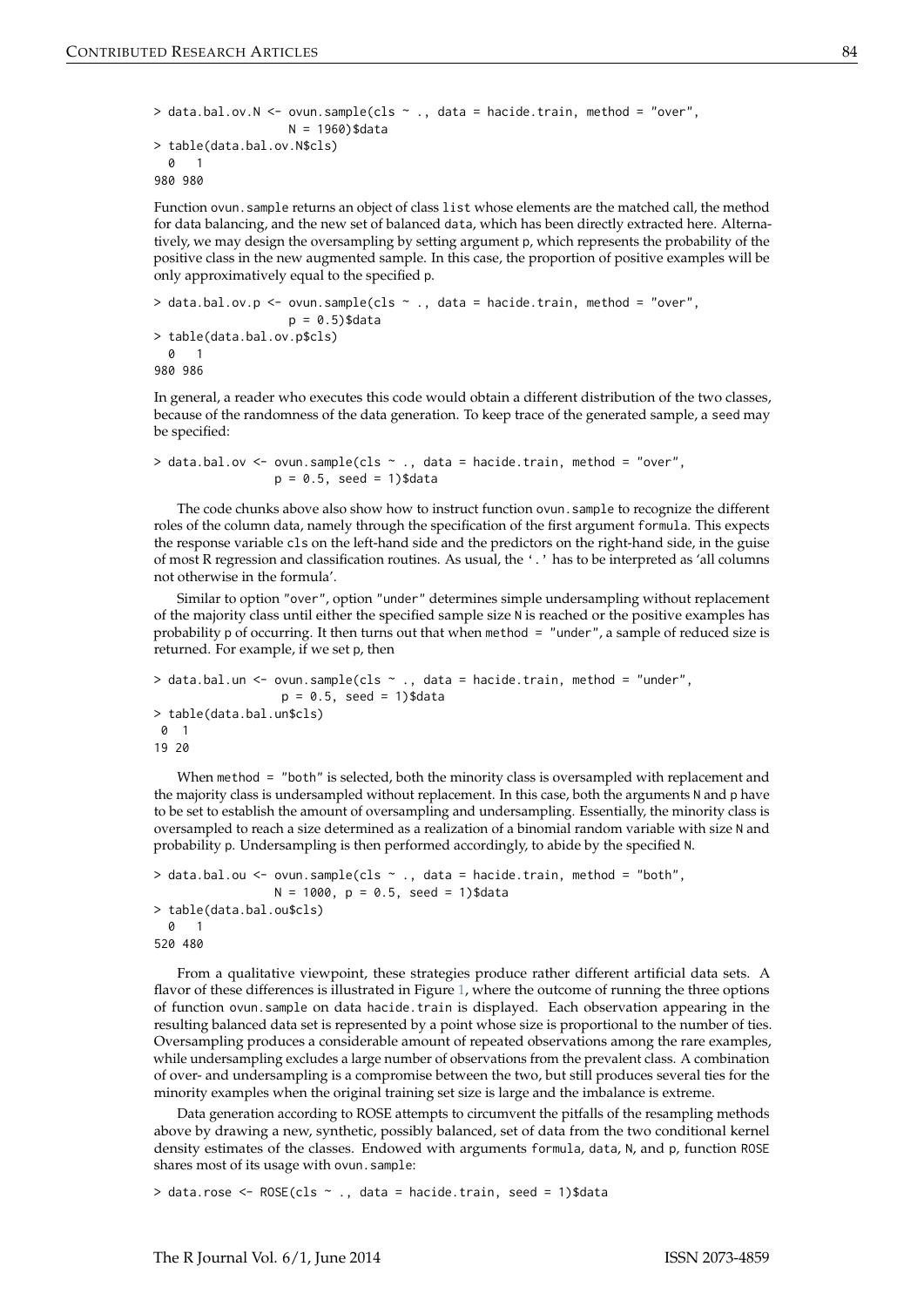```
> data.bal.ov.N <- ovun.sample(cls ~ ., data = hacide.train, method = "over",
                   N = 1960)$data
> table(data.bal.ov.N$cls)
  0   1
980 980
```

Function `ovun.sample` returns an object of class `list` whose elements are the matched call, the method for data balancing, and the new set of balanced `data`, which has been directly extracted here. Alternatively, we may design the oversampling by setting argument `p`, which represents the probability of the positive class in the new augmented sample. In this case, the proportion of positive examples will be only approximatively equal to the specified `p`.

```
> data.bal.ov.p <- ovun.sample(cls ~ ., data = hacide.train, method = "over",
                   p = 0.5)$data
> table(data.bal.ov.p$cls)
  0   1
980 986
```

In general, a reader who executes this code would obtain a different distribution of the two classes, because of the randomness of the data generation. To keep trace of the generated sample, a `seed` may be specified:

```
> data.bal.ov <- ovun.sample(cls ~ ., data = hacide.train, method = "over",
                 p = 0.5, seed = 1)$data
```

The code chunks above also show how to instruct function `ovun.sample` to recognize the different roles of the column data, namely through the specification of the first argument `formula`. This expects the response variable `cls` on the left-hand side and the predictors on the right-hand side, in the guise of most R regression and classification routines. As usual, the '`.`' has to be interpreted as 'all columns not otherwise in the formula'.

Similar to option `"over"`, option `"under"` determines simple undersampling without replacement of the majority class until either the specified sample size `N` is reached or the positive examples has probability `p` of occurring. It then turns out that when `method = "under"`, a sample of reduced size is returned. For example, if we set `p`, then

```
> data.bal.un <- ovun.sample(cls ~ ., data = hacide.train, method = "under",
                  p = 0.5, seed = 1)$data
> table(data.bal.un$cls)
 0  1
19 20
```

When `method = "both"` is selected, both the minority class is oversampled with replacement and the majority class is undersampled without replacement. In this case, both the arguments `N` and `p` have to be set to establish the amount of oversampling and undersampling. Essentially, the minority class is oversampled to reach a size determined as a realization of a binomial random variable with size `N` and probability `p`. Undersampling is then performed accordingly, to abide by the specified `N`.

```
> data.bal.ou <- ovun.sample(cls ~ ., data = hacide.train, method = "both",
                 N = 1000, p = 0.5, seed = 1)$data
> table(data.bal.ou$cls)
  0   1
520 480
```

From a qualitative viewpoint, these strategies produce rather different artificial data sets. A flavor of these differences is illustrated in Figure 1, where the outcome of running the three options of function `ovun.sample` on data `hacide.train` is displayed. Each observation appearing in the resulting balanced data set is represented by a point whose size is proportional to the number of ties. Oversampling produces a considerable amount of repeated observations among the rare examples, while undersampling excludes a large number of observations from the prevalent class. A combination of over- and undersampling is a compromise between the two, but still produces several ties for the minority examples when the original training set size is large and the imbalance is extreme.

Data generation according to ROSE attempts to circumvent the pitfalls of the resampling methods above by drawing a new, synthetic, possibly balanced, set of data from the two conditional kernel density estimates of the classes. Endowed with arguments `formula`, `data`, `N`, and `p`, function `ROSE` shares most of its usage with `ovun.sample`:

```
> data.rose <- ROSE(cls ~ ., data = hacide.train, seed = 1)$data
```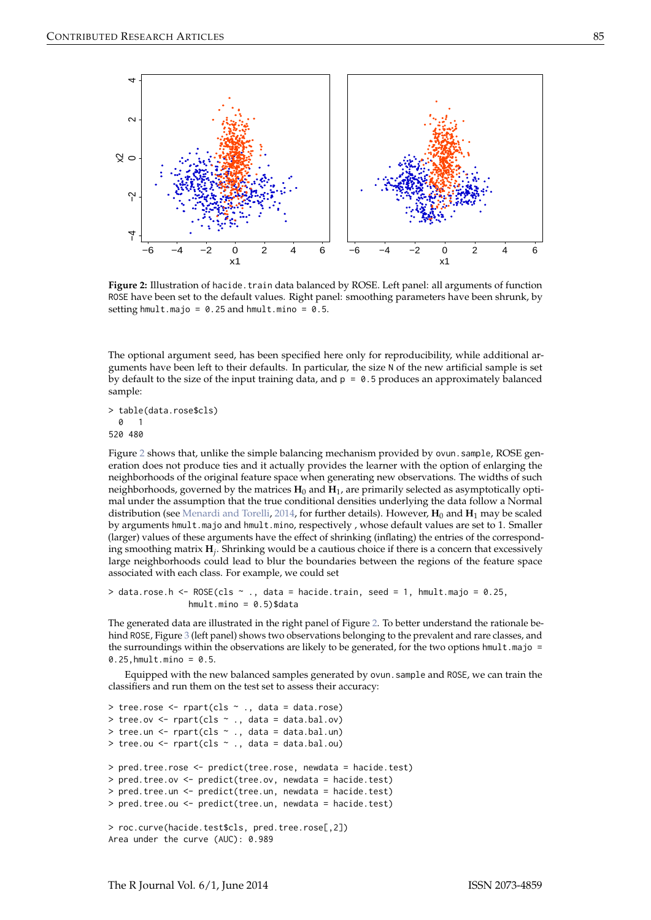**Figure 2:** Illustration of hacide.train data balanced by ROSE. Left panel: all arguments of function ROSE have been set to the default values. Right panel: smoothing parameters have been shrunk, by setting hmult.majo = 0.25 and hmult.mino = 0.5.

The optional argument seed, has been specified here only for reproducibility, while additional arguments have been left to their defaults. In particular, the size N of the new artificial sample is set by default to the size of the input training data, and p = 0.5 produces an approximately balanced sample:

```
> table(data.rose$cls)
  0   1
520 480
```

Figure 2 shows that, unlike the simple balancing mechanism provided by ovun.sample, ROSE generation does not produce ties and it actually provides the learner with the option of enlarging the neighborhoods of the original feature space when generating new observations. The widths of such neighborhoods, governed by the matrices $\mathbf{H}_0$ and $\mathbf{H}_1$, are primarily selected as asymptotically optimal under the assumption that the true conditional densities underlying the data follow a Normal distribution (see Menardi and Torelli, 2014, for further details). However, $\mathbf{H}_0$ and $\mathbf{H}_1$ may be scaled by arguments hmult.majo and hmult.mino, respectively , whose default values are set to 1. Smaller (larger) values of these arguments have the effect of shrinking (inflating) the entries of the corresponding smoothing matrix $\mathbf{H}_j$. Shrinking would be a cautious choice if there is a concern that excessively large neighborhoods could lead to blur the boundaries between the regions of the feature space associated with each class. For example, we could set

```
> data.rose.h <- ROSE(cls ~ ., data = hacide.train, seed = 1, hmult.majo = 0.25,
               hmult.mino = 0.5)$data
```

The generated data are illustrated in the right panel of Figure 2. To better understand the rationale behind ROSE, Figure 3 (left panel) shows two observations belonging to the prevalent and rare classes, and the surroundings within the observations are likely to be generated, for the two options hmult.majo = 0.25,hmult.mino = 0.5.

Equipped with the new balanced samples generated by ovun.sample and ROSE, we can train the classifiers and run them on the test set to assess their accuracy:

```
> tree.rose <- rpart(cls ~ ., data = data.rose)
> tree.ov <- rpart(cls ~ ., data = data.bal.ov)
> tree.un <- rpart(cls ~ ., data = data.bal.un)
> tree.ou <- rpart(cls ~ ., data = data.bal.ou)

> pred.tree.rose <- predict(tree.rose, newdata = hacide.test)
> pred.tree.ov <- predict(tree.ov, newdata = hacide.test)
> pred.tree.un <- predict(tree.un, newdata = hacide.test)
> pred.tree.ou <- predict(tree.un, newdata = hacide.test)

> roc.curve(hacide.test$cls, pred.tree.rose[,2])
Area under the curve (AUC): 0.989
```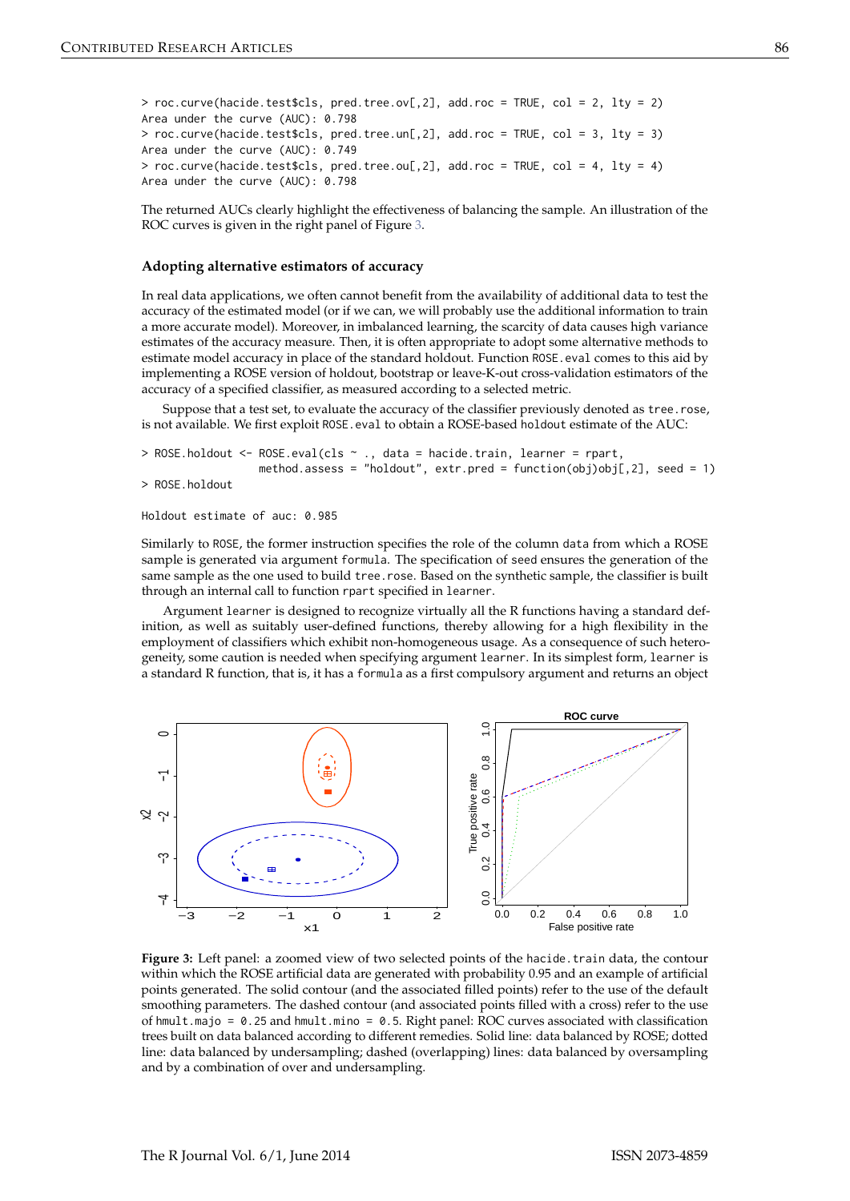```
> roc.curve(hacide.test$cls, pred.tree.ov[,2], add.roc = TRUE, col = 2, lty = 2)
Area under the curve (AUC): 0.798
> roc.curve(hacide.test$cls, pred.tree.un[,2], add.roc = TRUE, col = 3, lty = 3)
Area under the curve (AUC): 0.749
> roc.curve(hacide.test$cls, pred.tree.ou[,2], add.roc = TRUE, col = 4, lty = 4)
Area under the curve (AUC): 0.798
```

The returned AUCs clearly highlight the effectiveness of balancing the sample. An illustration of the ROC curves is given in the right panel of Figure 3.

### Adopting alternative estimators of accuracy

In real data applications, we often cannot benefit from the availability of additional data to test the accuracy of the estimated model (or if we can, we will probably use the additional information to train a more accurate model). Moreover, in imbalanced learning, the scarcity of data causes high variance estimates of the accuracy measure. Then, it is often appropriate to adopt some alternative methods to estimate model accuracy in place of the standard holdout. Function `ROSE.eval` comes to this aid by implementing a ROSE version of holdout, bootstrap or leave-K-out cross-validation estimators of the accuracy of a specified classifier, as measured according to a selected metric.

Suppose that a test set, to evaluate the accuracy of the classifier previously denoted as `tree.rose`, is not available. We first exploit `ROSE.eval` to obtain a ROSE-based `holdout` estimate of the AUC:

```
> ROSE.holdout <- ROSE.eval(cls ~ ., data = hacide.train, learner = rpart,
                  method.assess = "holdout", extr.pred = function(obj)obj[,2], seed = 1)
> ROSE.holdout

Holdout estimate of auc: 0.985
```

Similarly to `ROSE`, the former instruction specifies the role of the column `data` from which a ROSE sample is generated via argument `formula`. The specification of `seed` ensures the generation of the same sample as the one used to build `tree.rose`. Based on the synthetic sample, the classifier is built through an internal call to function `rpart` specified in `learner`.

Argument `learner` is designed to recognize virtually all the R functions having a standard definition, as well as suitably user-defined functions, thereby allowing for a high flexibility in the employment of classifiers which exhibit non-homogeneous usage. As a consequence of such heterogeneity, some caution is needed when specifying argument `learner`. In its simplest form, `learner` is a standard R function, that is, it has a `formula` as a first compulsory argument and returns an object

**Figure 3:** Left panel: a zoomed view of two selected points of the `hacide.train` data, the contour within which the ROSE artificial data are generated with probability 0.95 and an example of artificial points generated. The solid contour (and the associated filled points) refer to the use of the default smoothing parameters. The dashed contour (and associated points filled with a cross) refer to the use of `hmult.majo = 0.25` and `hmult.mino = 0.5`. Right panel: ROC curves associated with classification trees built on data balanced according to different remedies. Solid line: data balanced by ROSE; dotted line: data balanced by undersampling; dashed (overlapping) lines: data balanced by oversampling and by a combination of over and undersampling.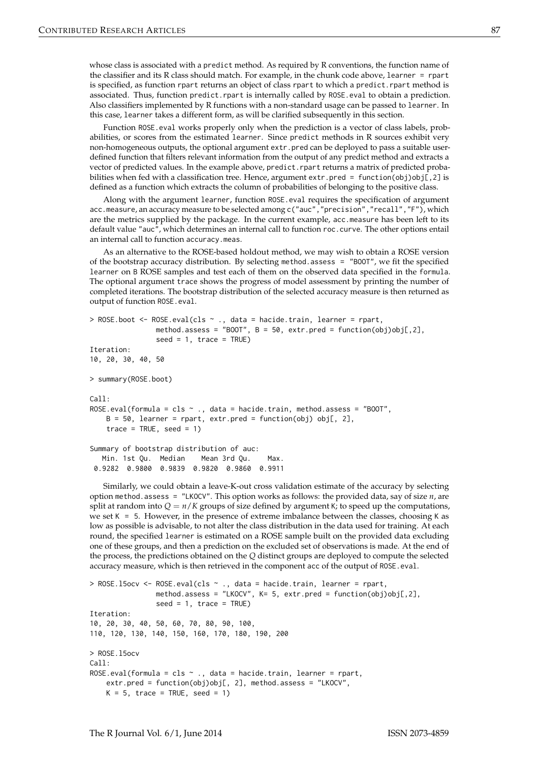whose class is associated with a `predict` method. As required by R conventions, the function name of the classifier and its R class should match. For example, in the chunk code above, `learner = rpart` is specified, as function `rpart` returns an object of class `rpart` to which a `predict.rpart` method is associated. Thus, function `predict.rpart` is internally called by `ROSE.eval` to obtain a prediction. Also classifiers implemented by R functions with a non-standard usage can be passed to `learner`. In this case, `learner` takes a different form, as will be clarified subsequently in this section.

Function `ROSE.eval` works properly only when the prediction is a vector of class labels, probabilities, or scores from the estimated `learner`. Since `predict` methods in R sources exhibit very non-homogeneous outputs, the optional argument `extr.pred` can be deployed to pass a suitable user-defined function that filters relevant information from the output of any predict method and extracts a vector of predicted values. In the example above, `predict.rpart` returns a matrix of predicted probabilities when fed with a classification tree. Hence, argument `extr.pred = function(obj)obj[,2]` is defined as a function which extracts the column of probabilities of belonging to the positive class.

Along with the argument `learner`, function `ROSE.eval` requires the specification of argument `acc.measure`, an accuracy measure to be selected among `c("auc","precision","recall","F")`, which are the metrics supplied by the package. In the current example, `acc.measure` has been left to its default value `"auc"`, which determines an internal call to function `roc.curve`. The other options entail an internal call to function `accuracy.meas`.

As an alternative to the ROSE-based holdout method, we may wish to obtain a ROSE version of the bootstrap accuracy distribution. By selecting `method.assess = "BOOT"`, we fit the specified `learner` on `B` ROSE samples and test each of them on the observed data specified in the `formula`. The optional argument `trace` shows the progress of model assessment by printing the number of completed iterations. The bootstrap distribution of the selected accuracy measure is then returned as output of function `ROSE.eval`.

```
> ROSE.boot <- ROSE.eval(cls ~ ., data = hacide.train, learner = rpart,
               method.assess = "BOOT", B = 50, extr.pred = function(obj)obj[,2],
               seed = 1, trace = TRUE)
Iteration:
10, 20, 30, 40, 50

> summary(ROSE.boot)

Call:
ROSE.eval(formula = cls ~ ., data = hacide.train, method.assess = "BOOT",
    B = 50, learner = rpart, extr.pred = function(obj) obj[, 2],
    trace = TRUE, seed = 1)

Summary of bootstrap distribution of auc:
   Min. 1st Qu.  Median    Mean 3rd Qu.    Max.
 0.9282  0.9800  0.9839  0.9820  0.9860  0.9911
```

Similarly, we could obtain a leave-K-out cross validation estimate of the accuracy by selecting option `method.assess = "LKOCV"`. This option works as follows: the provided data, say of size $n$, are split at random into $Q = n/K$ groups of size defined by argument `K`; to speed up the computations, we set `K = 5`. However, in the presence of extreme imbalance between the classes, choosing `K` as low as possible is advisable, to not alter the class distribution in the data used for training. At each round, the specified `learner` is estimated on a ROSE sample built on the provided data excluding one of these groups, and then a prediction on the excluded set of observations is made. At the end of the process, the predictions obtained on the $Q$ distinct groups are deployed to compute the selected accuracy measure, which is then retrieved in the component `acc` of the output of `ROSE.eval`.

```
> ROSE.l5ocv <- ROSE.eval(cls ~ ., data = hacide.train, learner = rpart,
               method.assess = "LKOCV", K= 5, extr.pred = function(obj)obj[,2],
               seed = 1, trace = TRUE)
Iteration:
10, 20, 30, 40, 50, 60, 70, 80, 90, 100,
110, 120, 130, 140, 150, 160, 170, 180, 190, 200

> ROSE.l5ocv
Call:
ROSE.eval(formula = cls ~ ., data = hacide.train, learner = rpart,
    extr.pred = function(obj)obj[, 2], method.assess = "LKOCV",
    K = 5, trace = TRUE, seed = 1)
```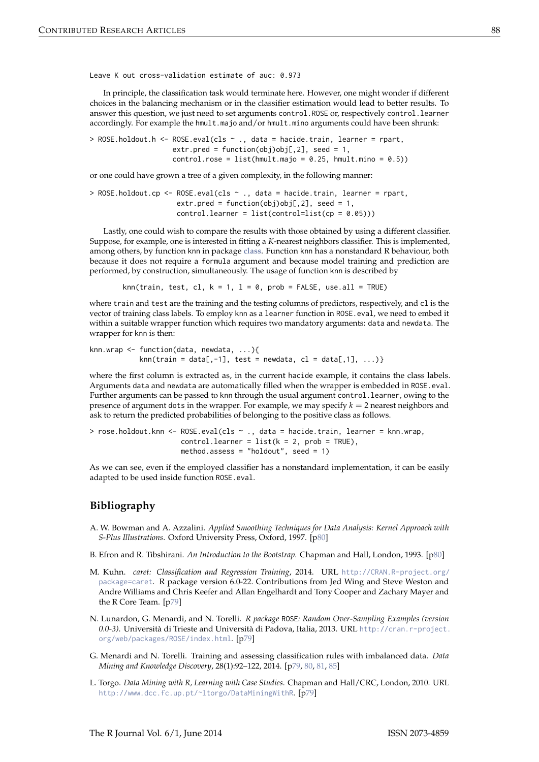```
Leave K out cross-validation estimate of auc: 0.973
```

In principle, the classification task would terminate here. However, one might wonder if different choices in the balancing mechanism or in the classifier estimation would lead to better results. To answer this question, we just need to set arguments `control.ROSE` or, respectively `control.learner` accordingly. For example the `hmult.majo` and/or `hmult.mino` arguments could have been shrunk:

```
> ROSE.holdout.h <- ROSE.eval(cls ~ ., data = hacide.train, learner = rpart,
                    extr.pred = function(obj)obj[,2], seed = 1,
                    control.rose = list(hmult.majo = 0.25, hmult.mino = 0.5))
```

or one could have grown a tree of a given complexity, in the following manner:

```
> ROSE.holdout.cp <- ROSE.eval(cls ~ ., data = hacide.train, learner = rpart,
                     extr.pred = function(obj)obj[,2], seed = 1,
                     control.learner = list(control=list(cp = 0.05)))
```

Lastly, one could wish to compare the results with those obtained by using a different classifier. Suppose, for example, one is interested in fitting a $K$-nearest neighbors classifier. This is implemented, among others, by function knn in package **class**. Function knn has a nonstandard R behaviour, both because it does not require a `formula` argument and because model training and prediction are performed, by construction, simultaneously. The usage of function knn is described by

```
knn(train, test, cl, k = 1, l = 0, prob = FALSE, use.all = TRUE)
```

where `train` and `test` are the training and the testing columns of predictors, respectively, and `cl` is the vector of training class labels. To employ knn as a `learner` function in `ROSE.eval`, we need to embed it within a suitable wrapper function which requires two mandatory arguments: `data` and `newdata`. The wrapper for knn is then:

```
knn.wrap <- function(data, newdata, ...){
           knn(train = data[,-1], test = newdata, cl = data[,1], ...)}
```

where the first column is extracted as, in the current `hacide` example, it contains the class labels. Arguments `data` and `newdata` are automatically filled when the wrapper is embedded in `ROSE.eval`. Further arguments can be passed to knn through the usual argument `control.learner`, owing to the presence of argument `dots` in the wrapper. For example, we may specify $k = 2$ nearest neighbors and ask to return the predicted probabilities of belonging to the positive class as follows.

```
> rose.holdout.knn <- ROSE.eval(cls ~ ., data = hacide.train, learner = knn.wrap,
                      control.learner = list(k = 2, prob = TRUE),
                      method.assess = "holdout", seed = 1)
```

As we can see, even if the employed classifier has a nonstandard implementation, it can be easily adapted to be used inside function `ROSE.eval`.

## Bibliography

A. W. Bowman and A. Azzalini. *Applied Smoothing Techniques for Data Analysis: Kernel Approach with S-Plus Illustrations.* Oxford University Press, Oxford, 1997. [p80]

B. Efron and R. Tibshirani. *An Introduction to the Bootstrap.* Chapman and Hall, London, 1993. [p80]

M. Kuhn. *caret: Classification and Regression Training*, 2014. URL http://CRAN.R-project.org/package=caret. R package version 6.0-22. Contributions from Jed Wing and Steve Weston and Andre Williams and Chris Keefer and Allan Engelhardt and Tony Cooper and Zachary Mayer and the R Core Team. [p79]

N. Lunardon, G. Menardi, and N. Torelli. *R package* `ROSE`*: Random Over-Sampling Examples (version 0.0-3).* Università di Trieste and Università di Padova, Italia, 2013. URL http://cran.r-project.org/web/packages/ROSE/index.html. [p79]

G. Menardi and N. Torelli. Training and assessing classification rules with imbalanced data. *Data Mining and Knowledge Discovery*, 28(1):92–122, 2014. [p79, 80, 81, 85]

L. Torgo. *Data Mining with R, Learning with Case Studies.* Chapman and Hall/CRC, London, 2010. URL http://www.dcc.fc.up.pt/~ltorgo/DataMiningWithR. [p79]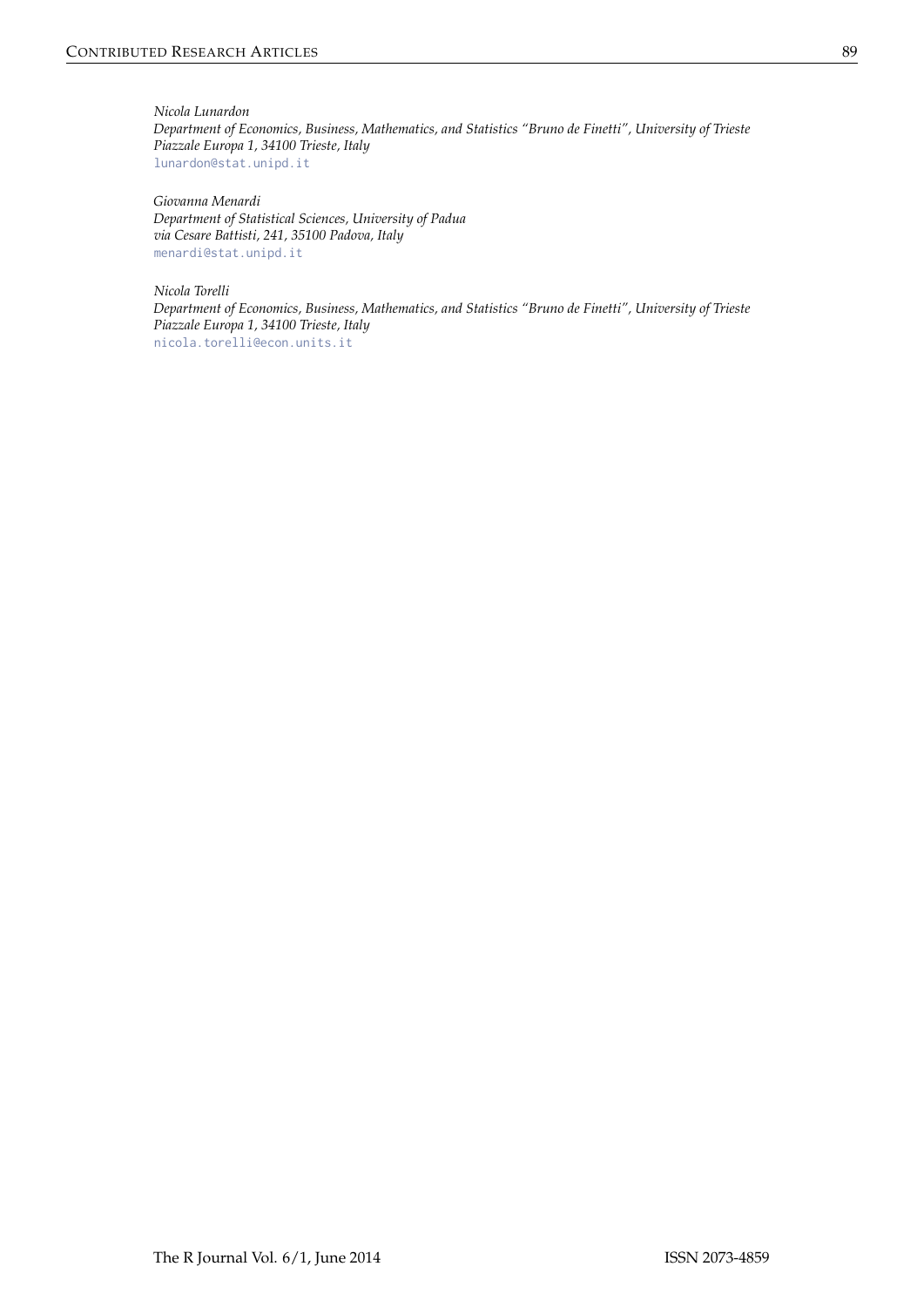*Nicola Lunardon*
*Department of Economics, Business, Mathematics, and Statistics "Bruno de Finetti", University of Trieste*
*Piazzale Europa 1, 34100 Trieste, Italy*
lunardon@stat.unipd.it

*Giovanna Menardi*
*Department of Statistical Sciences, University of Padua*
*via Cesare Battisti, 241, 35100 Padova, Italy*
menardi@stat.unipd.it

*Nicola Torelli*
*Department of Economics, Business, Mathematics, and Statistics "Bruno de Finetti", University of Trieste*
*Piazzale Europa 1, 34100 Trieste, Italy*
nicola.torelli@econ.units.it